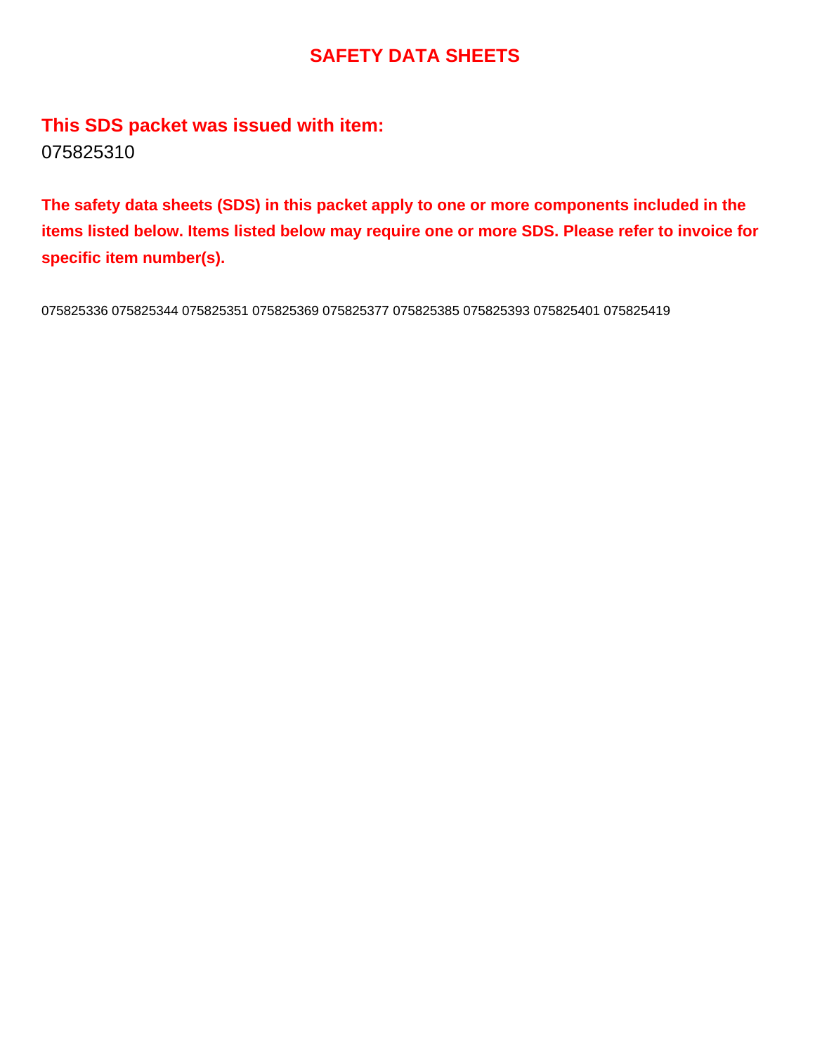# SAFETY DATA SHEETS

## This SDS packet was issued with item:

075825310

**The safety data sheets (SDS) in this packet apply to one or more components included in the items listed below. Items listed below may require one or more SDS. Please refer to invoice for specific item number(s).**

075825336 075825344 075825351 075825369 075825377 075825385 075825393 075825401 075825419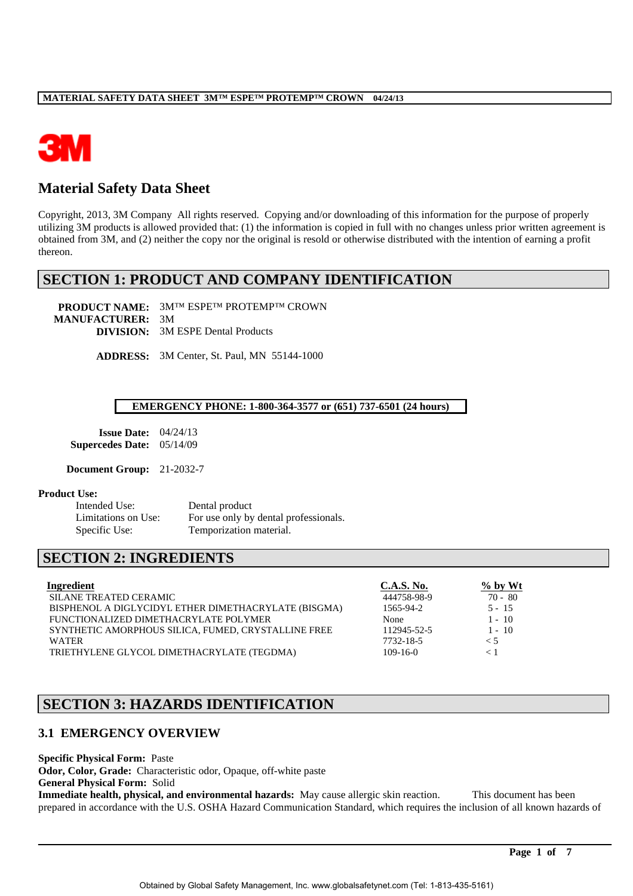# Material Safety Data Sheet

Copyright, 2013, 3M Company All rights reserved. Copying and/or downloading of this information for the purpose of properly utilizing 3M products is allowed provided that: (1) the information is copied in full with no changes unless prior written agreement is obtained from 3M, and (2) neither the copy nor the original is resold or otherwise distributed with the intention of earning a profit thereon.

## SECTION 1: PRODUCT AND COMPANY IDENTIFICATION

**PRODUCT NAME:** 3M™ ESPE™ PROTEMP™ CROWN
**MANUFACTURER:** 3M
**DIVISION:** 3M ESPE Dental Products

**ADDRESS:** 3M Center, St. Paul, MN 55144-1000

**EMERGENCY PHONE: 1-800-364-3577 or (651) 737-6501 (24 hours)**

**Issue Date:** 04/24/13
**Supercedes Date:** 05/14/09

**Document Group:** 21-2032-7

**Product Use:**

Intended Use: Dental product
Limitations on Use: For use only by dental professionals.
Specific Use: Temporization material.

## SECTION 2: INGREDIENTS

| Ingredient | C.A.S. No. | % by Wt |
|---|---|---|
| SILANE TREATED CERAMIC | 444758-98-9 | 70 - 80 |
| BISPHENOL A DIGLYCIDYL ETHER DIMETHACRYLATE (BISGMA) | 1565-94-2 | 5 - 15 |
| FUNCTIONALIZED DIMETHACRYLATE POLYMER | None | 1 - 10 |
| SYNTHETIC AMORPHOUS SILICA, FUMED, CRYSTALLINE FREE | 112945-52-5 | 1 - 10 |
| WATER | 7732-18-5 | < 5 |
| TRIETHYLENE GLYCOL DIMETHACRYLATE (TEGDMA) | 109-16-0 | < 1 |

## SECTION 3: HAZARDS IDENTIFICATION

### 3.1 EMERGENCY OVERVIEW

**Specific Physical Form:** Paste
**Odor, Color, Grade:** Characteristic odor, Opaque, off-white paste
**General Physical Form:** Solid
**Immediate health, physical, and environmental hazards:** May cause allergic skin reaction. This document has been prepared in accordance with the U.S. OSHA Hazard Communication Standard, which requires the inclusion of all known hazards of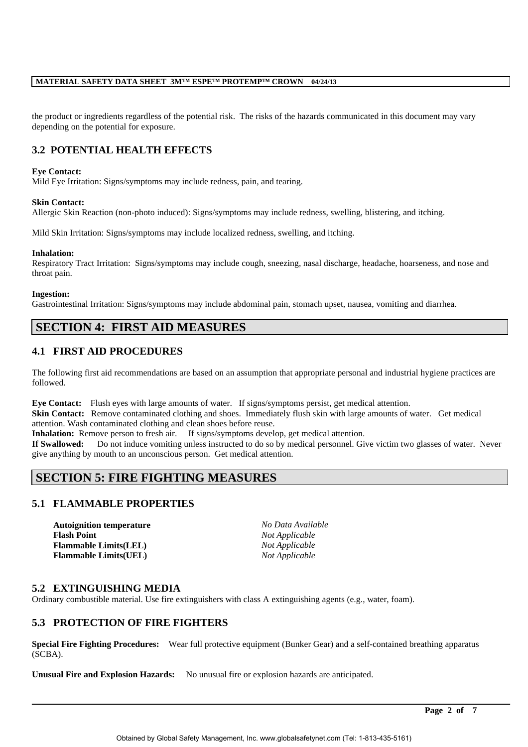the product or ingredients regardless of the potential risk. The risks of the hazards communicated in this document may vary depending on the potential for exposure.

### 3.2 POTENTIAL HEALTH EFFECTS

**Eye Contact:**
Mild Eye Irritation: Signs/symptoms may include redness, pain, and tearing.

**Skin Contact:**
Allergic Skin Reaction (non-photo induced): Signs/symptoms may include redness, swelling, blistering, and itching.

Mild Skin Irritation: Signs/symptoms may include localized redness, swelling, and itching.

**Inhalation:**
Respiratory Tract Irritation: Signs/symptoms may include cough, sneezing, nasal discharge, headache, hoarseness, and nose and throat pain.

**Ingestion:**
Gastrointestinal Irritation: Signs/symptoms may include abdominal pain, stomach upset, nausea, vomiting and diarrhea.

## SECTION 4: FIRST AID MEASURES

### 4.1 FIRST AID PROCEDURES

The following first aid recommendations are based on an assumption that appropriate personal and industrial hygiene practices are followed.

**Eye Contact:** Flush eyes with large amounts of water. If signs/symptoms persist, get medical attention.
**Skin Contact:** Remove contaminated clothing and shoes. Immediately flush skin with large amounts of water. Get medical attention. Wash contaminated clothing and clean shoes before reuse.
**Inhalation:** Remove person to fresh air. If signs/symptoms develop, get medical attention.
**If Swallowed:** Do not induce vomiting unless instructed to do so by medical personnel. Give victim two glasses of water. Never give anything by mouth to an unconscious person. Get medical attention.

## SECTION 5: FIRE FIGHTING MEASURES

### 5.1 FLAMMABLE PROPERTIES

| | |
|---|---|
| **Autoignition temperature** | *No Data Available* |
| **Flash Point** | *Not Applicable* |
| **Flammable Limits(LEL)** | *Not Applicable* |
| **Flammable Limits(UEL)** | *Not Applicable* |

### 5.2 EXTINGUISHING MEDIA
Ordinary combustible material. Use fire extinguishers with class A extinguishing agents (e.g., water, foam).

### 5.3 PROTECTION OF FIRE FIGHTERS

**Special Fire Fighting Procedures:** Wear full protective equipment (Bunker Gear) and a self-contained breathing apparatus (SCBA).

**Unusual Fire and Explosion Hazards:** No unusual fire or explosion hazards are anticipated.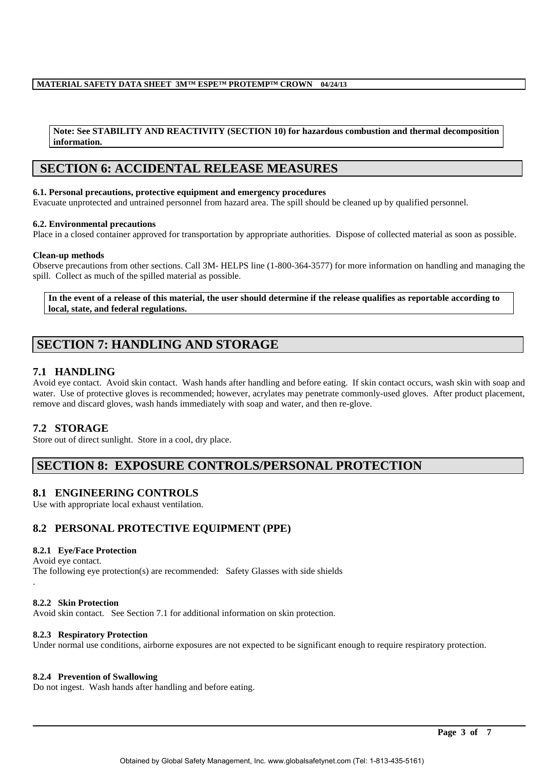**Note: See STABILITY AND REACTIVITY (SECTION 10) for hazardous combustion and thermal decomposition information.**

# SECTION 6: ACCIDENTAL RELEASE MEASURES

**6.1. Personal precautions, protective equipment and emergency procedures**
Evacuate unprotected and untrained personnel from hazard area. The spill should be cleaned up by qualified personnel.

**6.2. Environmental precautions**
Place in a closed container approved for transportation by appropriate authorities. Dispose of collected material as soon as possible.

**Clean-up methods**
Observe precautions from other sections. Call 3M- HELPS line (1-800-364-3577) for more information on handling and managing the spill. Collect as much of the spilled material as possible.

**In the event of a release of this material, the user should determine if the release qualifies as reportable according to local, state, and federal regulations.**

# SECTION 7: HANDLING AND STORAGE

## 7.1 HANDLING

Avoid eye contact. Avoid skin contact. Wash hands after handling and before eating. If skin contact occurs, wash skin with soap and water. Use of protective gloves is recommended; however, acrylates may penetrate commonly-used gloves. After product placement, remove and discard gloves, wash hands immediately with soap and water, and then re-glove.

## 7.2 STORAGE

Store out of direct sunlight. Store in a cool, dry place.

# SECTION 8: EXPOSURE CONTROLS/PERSONAL PROTECTION

## 8.1 ENGINEERING CONTROLS

Use with appropriate local exhaust ventilation.

## 8.2 PERSONAL PROTECTIVE EQUIPMENT (PPE)

**8.2.1 Eye/Face Protection**
Avoid eye contact.
The following eye protection(s) are recommended: Safety Glasses with side shields
.

**8.2.2 Skin Protection**
Avoid skin contact. See Section 7.1 for additional information on skin protection.

**8.2.3 Respiratory Protection**
Under normal use conditions, airborne exposures are not expected to be significant enough to require respiratory protection.

**8.2.4 Prevention of Swallowing**
Do not ingest. Wash hands after handling and before eating.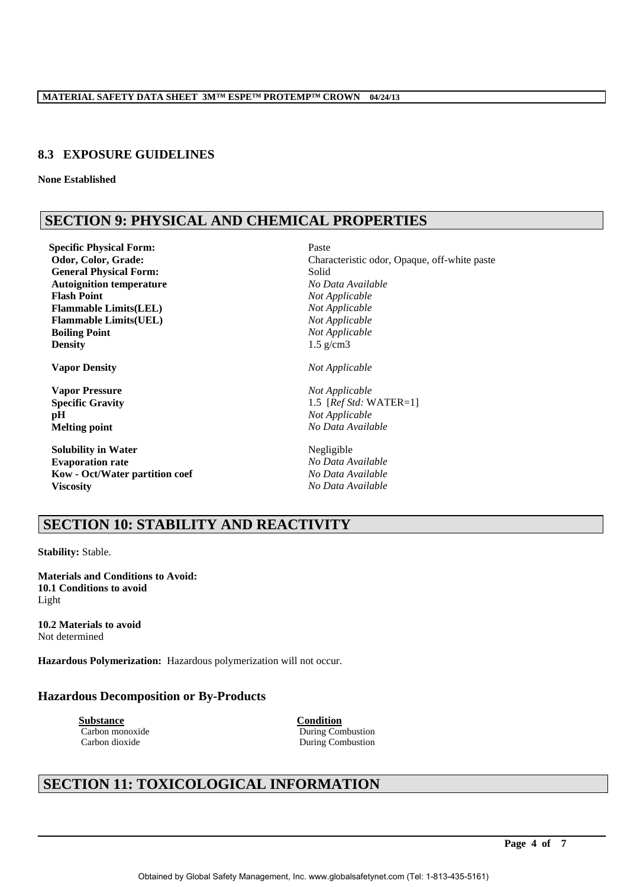## 8.3 EXPOSURE GUIDELINES

**None Established**

## SECTION 9: PHYSICAL AND CHEMICAL PROPERTIES

| | |
|---|---|
| **Specific Physical Form:** | Paste |
| **Odor, Color, Grade:** | Characteristic odor, Opaque, off-white paste |
| **General Physical Form:** | Solid |
| **Autoignition temperature** | *No Data Available* |
| **Flash Point** | *Not Applicable* |
| **Flammable Limits(LEL)** | *Not Applicable* |
| **Flammable Limits(UEL)** | *Not Applicable* |
| **Boiling Point** | *Not Applicable* |
| **Density** | 1.5 g/cm3 |
| **Vapor Density** | *Not Applicable* |
| **Vapor Pressure** | *Not Applicable* |
| **Specific Gravity** | 1.5 [*Ref Std:* WATER=1] |
| **pH** | *Not Applicable* |
| **Melting point** | *No Data Available* |
| **Solubility in Water** | Negligible |
| **Evaporation rate** | *No Data Available* |
| **Kow - Oct/Water partition coef** | *No Data Available* |
| **Viscosity** | *No Data Available* |

## SECTION 10: STABILITY AND REACTIVITY

**Stability:** Stable.

**Materials and Conditions to Avoid:**
**10.1 Conditions to avoid**
Light

**10.2 Materials to avoid**
Not determined

**Hazardous Polymerization:** Hazardous polymerization will not occur.

### Hazardous Decomposition or By-Products

| Substance | Condition |
|---|---|
| Carbon monoxide | During Combustion |
| Carbon dioxide | During Combustion |

## SECTION 11: TOXICOLOGICAL INFORMATION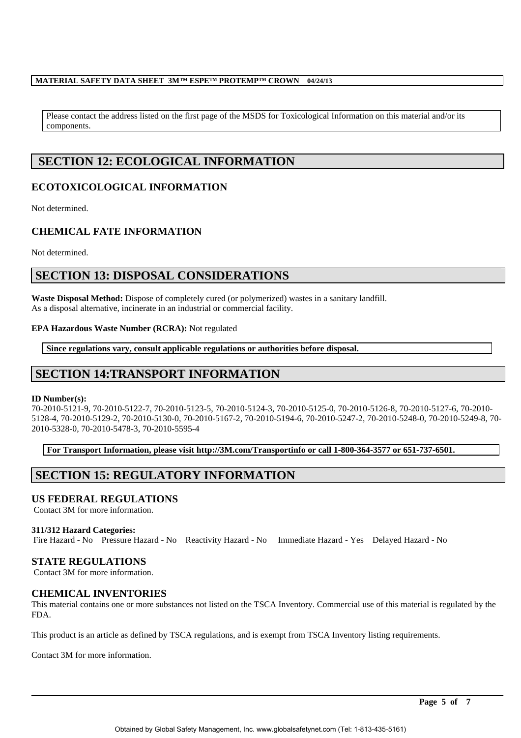Please contact the address listed on the first page of the MSDS for Toxicological Information on this material and/or its components.

## SECTION 12: ECOLOGICAL INFORMATION

### ECOTOXICOLOGICAL INFORMATION

Not determined.

### CHEMICAL FATE INFORMATION

Not determined.

## SECTION 13: DISPOSAL CONSIDERATIONS

**Waste Disposal Method:** Dispose of completely cured (or polymerized) wastes in a sanitary landfill.
As a disposal alternative, incinerate in an industrial or commercial facility.

**EPA Hazardous Waste Number (RCRA):** Not regulated

**Since regulations vary, consult applicable regulations or authorities before disposal.**

## SECTION 14:TRANSPORT INFORMATION

**ID Number(s):**
70-2010-5121-9, 70-2010-5122-7, 70-2010-5123-5, 70-2010-5124-3, 70-2010-5125-0, 70-2010-5126-8, 70-2010-5127-6, 70-2010-5128-4, 70-2010-5129-2, 70-2010-5130-0, 70-2010-5167-2, 70-2010-5194-6, 70-2010-5247-2, 70-2010-5248-0, 70-2010-5249-8, 70-2010-5328-0, 70-2010-5478-3, 70-2010-5595-4

**For Transport Information, please visit http://3M.com/Transportinfo or call 1-800-364-3577 or 651-737-6501.**

## SECTION 15: REGULATORY INFORMATION

### US FEDERAL REGULATIONS

Contact 3M for more information.

**311/312 Hazard Categories:**
Fire Hazard - No    Pressure Hazard - No    Reactivity Hazard - No    Immediate Hazard - Yes    Delayed Hazard - No

### STATE REGULATIONS

Contact 3M for more information.

### CHEMICAL INVENTORIES

This material contains one or more substances not listed on the TSCA Inventory. Commercial use of this material is regulated by the FDA.

This product is an article as defined by TSCA regulations, and is exempt from TSCA Inventory listing requirements.

Contact 3M for more information.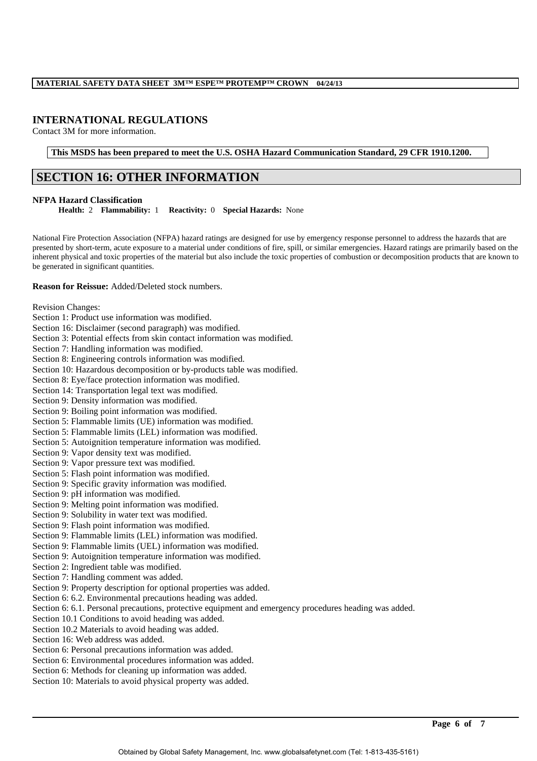## INTERNATIONAL REGULATIONS

Contact 3M for more information.

**This MSDS has been prepared to meet the U.S. OSHA Hazard Communication Standard, 29 CFR 1910.1200.**

## SECTION 16: OTHER INFORMATION

**NFPA Hazard Classification**

**Health:** 2 **Flammability:** 1 **Reactivity:** 0 **Special Hazards:** None

National Fire Protection Association (NFPA) hazard ratings are designed for use by emergency response personnel to address the hazards that are presented by short-term, acute exposure to a material under conditions of fire, spill, or similar emergencies. Hazard ratings are primarily based on the inherent physical and toxic properties of the material but also include the toxic properties of combustion or decomposition products that are known to be generated in significant quantities.

**Reason for Reissue:** Added/Deleted stock numbers.

Revision Changes:
Section 1: Product use information was modified.
Section 16: Disclaimer (second paragraph) was modified.
Section 3: Potential effects from skin contact information was modified.
Section 7: Handling information was modified.
Section 8: Engineering controls information was modified.
Section 10: Hazardous decomposition or by-products table was modified.
Section 8: Eye/face protection information was modified.
Section 14: Transportation legal text was modified.
Section 9: Density information was modified.
Section 9: Boiling point information was modified.
Section 5: Flammable limits (UE) information was modified.
Section 5: Flammable limits (LEL) information was modified.
Section 5: Autoignition temperature information was modified.
Section 9: Vapor density text was modified.
Section 9: Vapor pressure text was modified.
Section 5: Flash point information was modified.
Section 9: Specific gravity information was modified.
Section 9: pH information was modified.
Section 9: Melting point information was modified.
Section 9: Solubility in water text was modified.
Section 9: Flash point information was modified.
Section 9: Flammable limits (LEL) information was modified.
Section 9: Flammable limits (UEL) information was modified.
Section 9: Autoignition temperature information was modified.
Section 2: Ingredient table was modified.
Section 7: Handling comment was added.
Section 9: Property description for optional properties was added.
Section 6: 6.2. Environmental precautions heading was added.
Section 6: 6.1. Personal precautions, protective equipment and emergency procedures heading was added.
Section 10.1 Conditions to avoid heading was added.
Section 10.2 Materials to avoid heading was added.
Section 16: Web address was added.
Section 6: Personal precautions information was added.
Section 6: Environmental procedures information was added.
Section 6: Methods for cleaning up information was added.
Section 10: Materials to avoid physical property was added.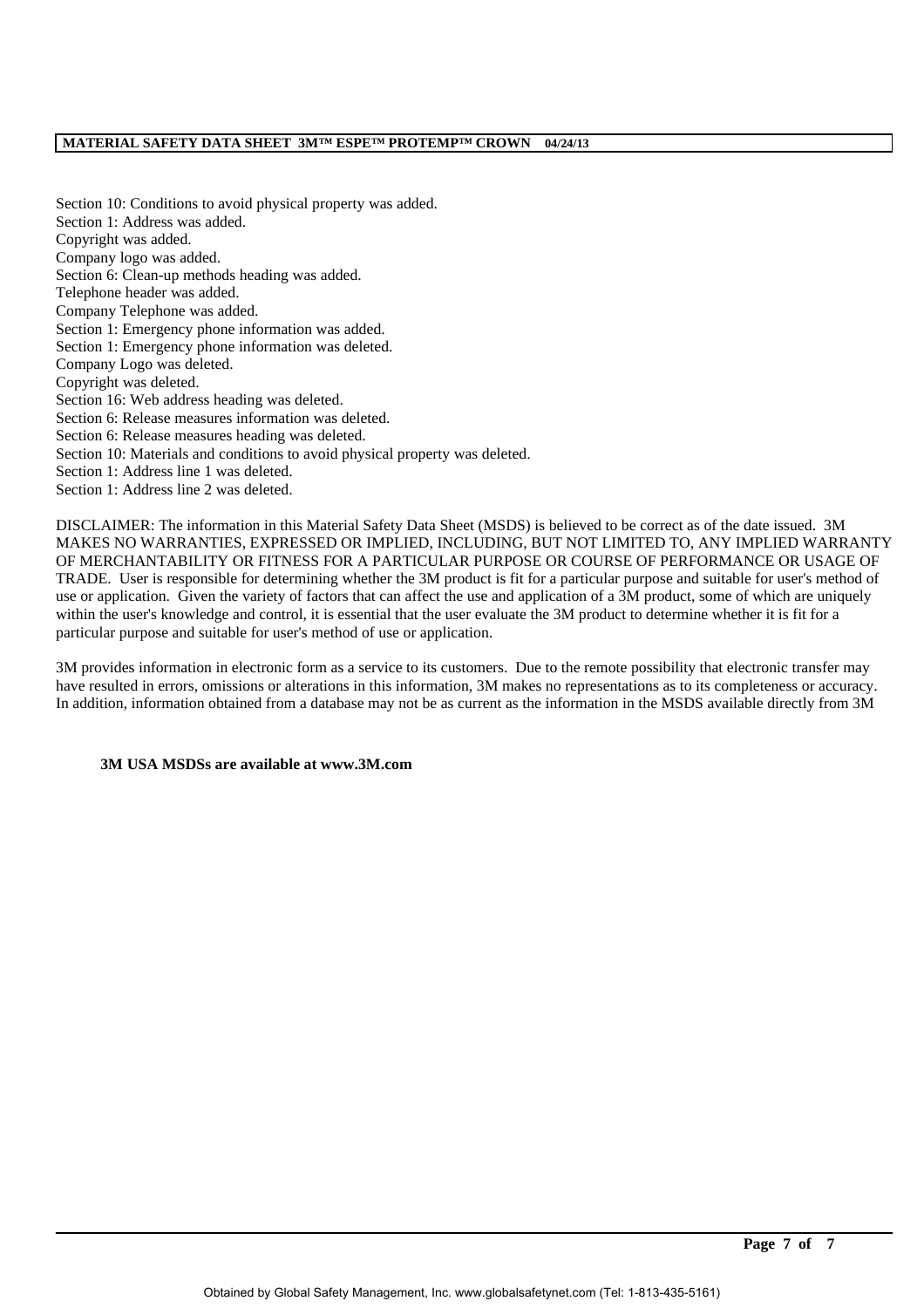Section 10: Conditions to avoid physical property was added.
Section 1: Address was added.
Copyright was added.
Company logo was added.
Section 6: Clean-up methods heading was added.
Telephone header was added.
Company Telephone was added.
Section 1: Emergency phone information was added.
Section 1: Emergency phone information was deleted.
Company Logo was deleted.
Copyright was deleted.
Section 16: Web address heading was deleted.
Section 6: Release measures information was deleted.
Section 6: Release measures heading was deleted.
Section 10: Materials and conditions to avoid physical property was deleted.
Section 1: Address line 1 was deleted.
Section 1: Address line 2 was deleted.

DISCLAIMER: The information in this Material Safety Data Sheet (MSDS) is believed to be correct as of the date issued. 3M MAKES NO WARRANTIES, EXPRESSED OR IMPLIED, INCLUDING, BUT NOT LIMITED TO, ANY IMPLIED WARRANTY OF MERCHANTABILITY OR FITNESS FOR A PARTICULAR PURPOSE OR COURSE OF PERFORMANCE OR USAGE OF TRADE. User is responsible for determining whether the 3M product is fit for a particular purpose and suitable for user's method of use or application. Given the variety of factors that can affect the use and application of a 3M product, some of which are uniquely within the user's knowledge and control, it is essential that the user evaluate the 3M product to determine whether it is fit for a particular purpose and suitable for user's method of use or application.

3M provides information in electronic form as a service to its customers. Due to the remote possibility that electronic transfer may have resulted in errors, omissions or alterations in this information, 3M makes no representations as to its completeness or accuracy. In addition, information obtained from a database may not be as current as the information in the MSDS available directly from 3M

**3M USA MSDSs are available at www.3M.com**

Obtained by Global Safety Management, Inc. www.globalsafetynet.com (Tel: 1-813-435-5161)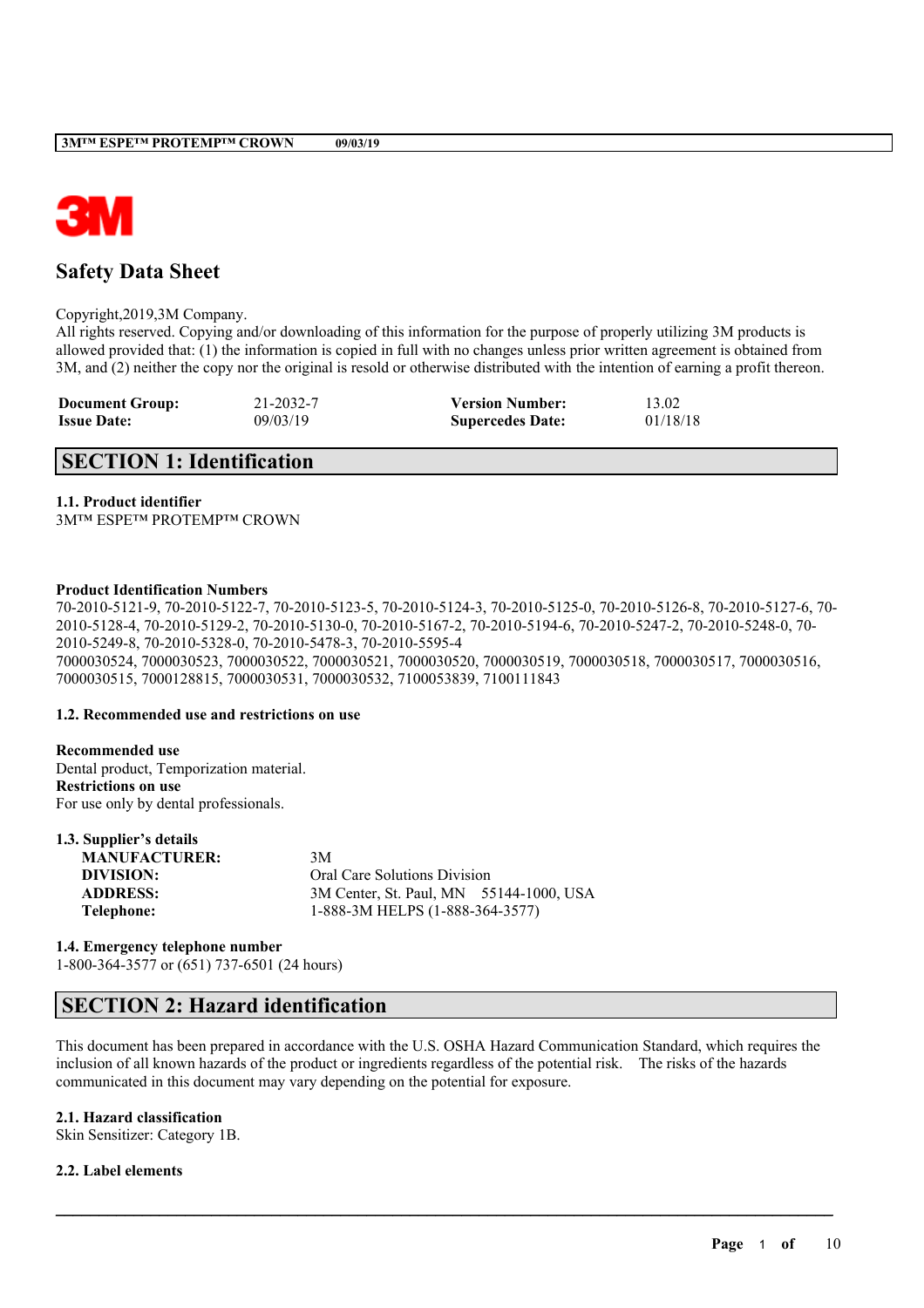# Safety Data Sheet

Copyright,2019,3M Company.
All rights reserved. Copying and/or downloading of this information for the purpose of properly utilizing 3M products is allowed provided that: (1) the information is copied in full with no changes unless prior written agreement is obtained from 3M, and (2) neither the copy nor the original is resold or otherwise distributed with the intention of earning a profit thereon.

| | | | |
|---|---|---|---|
| **Document Group:** | 21-2032-7 | **Version Number:** | 13.02 |
| **Issue Date:** | 09/03/19 | **Supercedes Date:** | 01/18/18 |

## SECTION 1: Identification

### 1.1. Product identifier

3M™ ESPE™ PROTEMP™ CROWN

**Product Identification Numbers**

70-2010-5121-9, 70-2010-5122-7, 70-2010-5123-5, 70-2010-5124-3, 70-2010-5125-0, 70-2010-5126-8, 70-2010-5127-6, 70-2010-5128-4, 70-2010-5129-2, 70-2010-5130-0, 70-2010-5167-2, 70-2010-5194-6, 70-2010-5247-2, 70-2010-5248-0, 70-2010-5249-8, 70-2010-5328-0, 70-2010-5478-3, 70-2010-5595-4
7000030524, 7000030523, 7000030522, 7000030521, 7000030520, 7000030519, 7000030518, 7000030517, 7000030516, 7000030515, 7000128815, 7000030531, 7000030532, 7100053839, 7100111843

### 1.2. Recommended use and restrictions on use

**Recommended use**
Dental product, Temporization material.
**Restrictions on use**
For use only by dental professionals.

### 1.3. Supplier's details

| | |
|---|---|
| **MANUFACTURER:** | 3M |
| **DIVISION:** | Oral Care Solutions Division |
| **ADDRESS:** | 3M Center, St. Paul, MN 55144-1000, USA |
| **Telephone:** | 1-888-3M HELPS (1-888-364-3577) |

### 1.4. Emergency telephone number

1-800-364-3577 or (651) 737-6501 (24 hours)

## SECTION 2: Hazard identification

This document has been prepared in accordance with the U.S. OSHA Hazard Communication Standard, which requires the inclusion of all known hazards of the product or ingredients regardless of the potential risk. The risks of the hazards communicated in this document may vary depending on the potential for exposure.

### 2.1. Hazard classification

Skin Sensitizer: Category 1B.

### 2.2. Label elements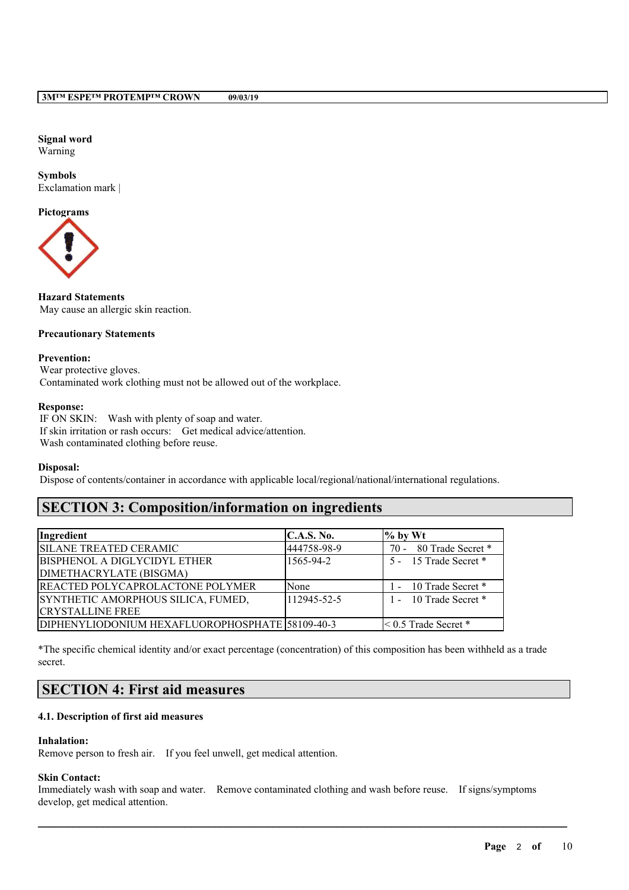**Signal word**
Warning

**Symbols**
Exclamation mark |

**Pictograms**

**Hazard Statements**
May cause an allergic skin reaction.

**Precautionary Statements**

**Prevention:**
Wear protective gloves.
Contaminated work clothing must not be allowed out of the workplace.

**Response:**
IF ON SKIN: Wash with plenty of soap and water.
If skin irritation or rash occurs: Get medical advice/attention.
Wash contaminated clothing before reuse.

**Disposal:**
Dispose of contents/container in accordance with applicable local/regional/national/international regulations.

## SECTION 3: Composition/information on ingredients

| Ingredient | C.A.S. No. | % by Wt |
|---|---|---|
| SILANE TREATED CERAMIC | 444758-98-9 | 70 - 80 Trade Secret * |
| BISPHENOL A DIGLYCIDYL ETHER DIMETHACRYLATE (BISGMA) | 1565-94-2 | 5 - 15 Trade Secret * |
| REACTED POLYCAPROLACTONE POLYMER | None | 1 - 10 Trade Secret * |
| SYNTHETIC AMORPHOUS SILICA, FUMED, CRYSTALLINE FREE | 112945-52-5 | 1 - 10 Trade Secret * |
| DIPHENYLIODONIUM HEXAFLUOROPHOSPHATE | 58109-40-3 | < 0.5 Trade Secret * |

*The specific chemical identity and/or exact percentage (concentration) of this composition has been withheld as a trade secret.

## SECTION 4: First aid measures

### 4.1. Description of first aid measures

**Inhalation:**
Remove person to fresh air. If you feel unwell, get medical attention.

**Skin Contact:**
Immediately wash with soap and water. Remove contaminated clothing and wash before reuse. If signs/symptoms develop, get medical attention.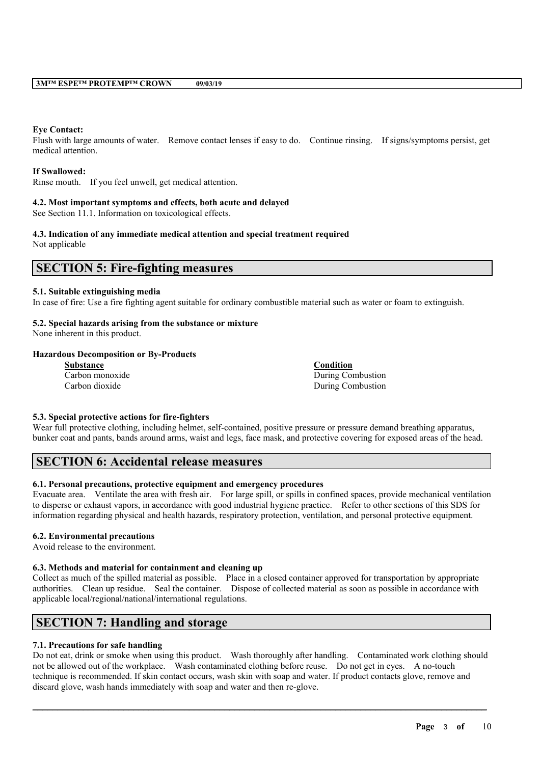**Eye Contact:**
Flush with large amounts of water. Remove contact lenses if easy to do. Continue rinsing. If signs/symptoms persist, get medical attention.

**If Swallowed:**
Rinse mouth. If you feel unwell, get medical attention.

**4.2. Most important symptoms and effects, both acute and delayed**
See Section 11.1. Information on toxicological effects.

**4.3. Indication of any immediate medical attention and special treatment required**
Not applicable

## SECTION 5: Fire-fighting measures

**5.1. Suitable extinguishing media**
In case of fire: Use a fire fighting agent suitable for ordinary combustible material such as water or foam to extinguish.

**5.2. Special hazards arising from the substance or mixture**
None inherent in this product.

**Hazardous Decomposition or By-Products**

| Substance | Condition |
| --- | --- |
| Carbon monoxide | During Combustion |
| Carbon dioxide | During Combustion |

**5.3. Special protective actions for fire-fighters**
Wear full protective clothing, including helmet, self-contained, positive pressure or pressure demand breathing apparatus, bunker coat and pants, bands around arms, waist and legs, face mask, and protective covering for exposed areas of the head.

## SECTION 6: Accidental release measures

**6.1. Personal precautions, protective equipment and emergency procedures**
Evacuate area. Ventilate the area with fresh air. For large spill, or spills in confined spaces, provide mechanical ventilation to disperse or exhaust vapors, in accordance with good industrial hygiene practice. Refer to other sections of this SDS for information regarding physical and health hazards, respiratory protection, ventilation, and personal protective equipment.

**6.2. Environmental precautions**
Avoid release to the environment.

**6.3. Methods and material for containment and cleaning up**
Collect as much of the spilled material as possible. Place in a closed container approved for transportation by appropriate authorities. Clean up residue. Seal the container. Dispose of collected material as soon as possible in accordance with applicable local/regional/national/international regulations.

## SECTION 7: Handling and storage

**7.1. Precautions for safe handling**
Do not eat, drink or smoke when using this product. Wash thoroughly after handling. Contaminated work clothing should not be allowed out of the workplace. Wash contaminated clothing before reuse. Do not get in eyes. A no-touch technique is recommended. If skin contact occurs, wash skin with soap and water. If product contacts glove, remove and discard glove, wash hands immediately with soap and water and then re-glove.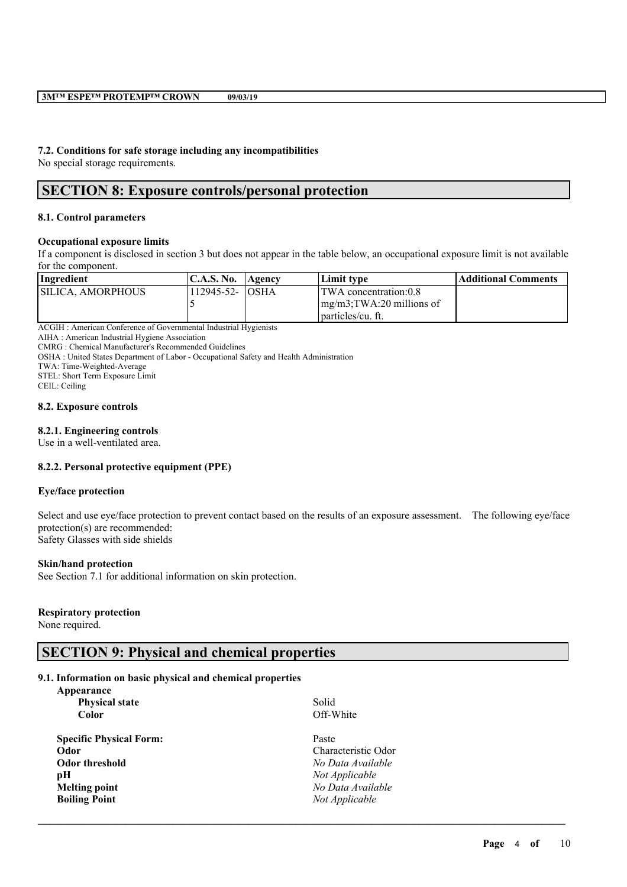### 7.2. Conditions for safe storage including any incompatibilities

No special storage requirements.

## SECTION 8: Exposure controls/personal protection

### 8.1. Control parameters

**Occupational exposure limits**

If a component is disclosed in section 3 but does not appear in the table below, an occupational exposure limit is not available for the component.

| Ingredient | C.A.S. No. | Agency | Limit type | Additional Comments |
|---|---|---|---|---|
| SILICA, AMORPHOUS | 112945-52-5 | OSHA | TWA concentration:0.8 mg/m3;TWA:20 millions of particles/cu. ft. | |

ACGIH : American Conference of Governmental Industrial Hygienists
AIHA : American Industrial Hygiene Association
CMRG : Chemical Manufacturer's Recommended Guidelines
OSHA : United States Department of Labor - Occupational Safety and Health Administration
TWA: Time-Weighted-Average
STEL: Short Term Exposure Limit
CEIL: Ceiling

### 8.2. Exposure controls

#### 8.2.1. Engineering controls

Use in a well-ventilated area.

#### 8.2.2. Personal protective equipment (PPE)

**Eye/face protection**

Select and use eye/face protection to prevent contact based on the results of an exposure assessment. The following eye/face protection(s) are recommended:
Safety Glasses with side shields

**Skin/hand protection**

See Section 7.1 for additional information on skin protection.

**Respiratory protection**

None required.

## SECTION 9: Physical and chemical properties

### 9.1. Information on basic physical and chemical properties

| | |
|---|---|
| **Appearance** | |
| **Physical state** | Solid |
| **Color** | Off-White |
| **Specific Physical Form:** | Paste |
| **Odor** | Characteristic Odor |
| **Odor threshold** | *No Data Available* |
| **pH** | *Not Applicable* |
| **Melting point** | *No Data Available* |
| **Boiling Point** | *Not Applicable* |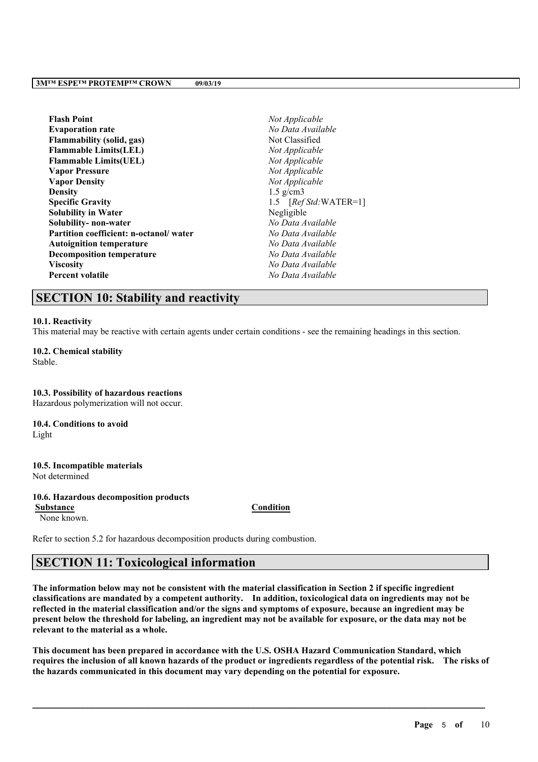| | |
|---|---|
| **Flash Point** | *Not Applicable* |
| **Evaporation rate** | *No Data Available* |
| **Flammability (solid, gas)** | Not Classified |
| **Flammable Limits(LEL)** | *Not Applicable* |
| **Flammable Limits(UEL)** | *Not Applicable* |
| **Vapor Pressure** | *Not Applicable* |
| **Vapor Density** | *Not Applicable* |
| **Density** | 1.5 g/cm3 |
| **Specific Gravity** | 1.5 [*Ref Std:*WATER=1] |
| **Solubility in Water** | Negligible |
| **Solubility- non-water** | *No Data Available* |
| **Partition coefficient: n-octanol/ water** | *No Data Available* |
| **Autoignition temperature** | *No Data Available* |
| **Decomposition temperature** | *No Data Available* |
| **Viscosity** | *No Data Available* |
| **Percent volatile** | *No Data Available* |

## SECTION 10: Stability and reactivity

**10.1. Reactivity**
This material may be reactive with certain agents under certain conditions - see the remaining headings in this section.

**10.2. Chemical stability**
Stable.

**10.3. Possibility of hazardous reactions**
Hazardous polymerization will not occur.

**10.4. Conditions to avoid**
Light

**10.5. Incompatible materials**
Not determined

**10.6. Hazardous decomposition products**

| Substance | Condition |
|---|---|
| None known. | |

Refer to section 5.2 for hazardous decomposition products during combustion.

## SECTION 11: Toxicological information

**The information below may not be consistent with the material classification in Section 2 if specific ingredient classifications are mandated by a competent authority. In addition, toxicological data on ingredients may not be reflected in the material classification and/or the signs and symptoms of exposure, because an ingredient may be present below the threshold for labeling, an ingredient may not be available for exposure, or the data may not be relevant to the material as a whole.**

**This document has been prepared in accordance with the U.S. OSHA Hazard Communication Standard, which requires the inclusion of all known hazards of the product or ingredients regardless of the potential risk. The risks of the hazards communicated in this document may vary depending on the potential for exposure.**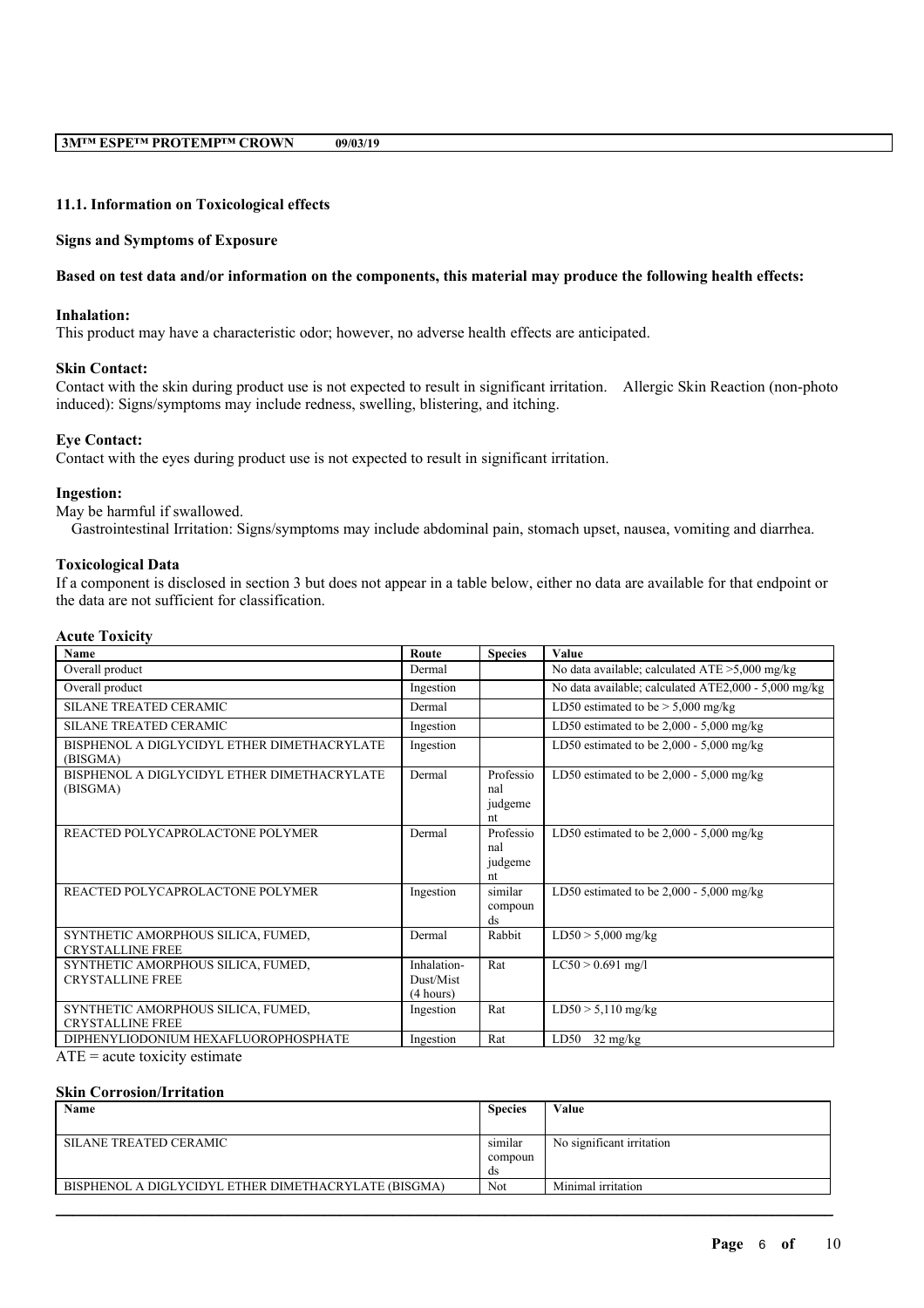### 11.1. Information on Toxicological effects

**Signs and Symptoms of Exposure**

**Based on test data and/or information on the components, this material may produce the following health effects:**

**Inhalation:**
This product may have a characteristic odor; however, no adverse health effects are anticipated.

**Skin Contact:**
Contact with the skin during product use is not expected to result in significant irritation. Allergic Skin Reaction (non-photo induced): Signs/symptoms may include redness, swelling, blistering, and itching.

**Eye Contact:**
Contact with the eyes during product use is not expected to result in significant irritation.

**Ingestion:**
May be harmful if swallowed.
Gastrointestinal Irritation: Signs/symptoms may include abdominal pain, stomach upset, nausea, vomiting and diarrhea.

**Toxicological Data**
If a component is disclosed in section 3 but does not appear in a table below, either no data are available for that endpoint or the data are not sufficient for classification.

**Acute Toxicity**

| Name | Route | Species | Value |
|---|---|---|---|
| Overall product | Dermal | | No data available; calculated ATE >5,000 mg/kg |
| Overall product | Ingestion | | No data available; calculated ATE2,000 - 5,000 mg/kg |
| SILANE TREATED CERAMIC | Dermal | | LD50 estimated to be > 5,000 mg/kg |
| SILANE TREATED CERAMIC | Ingestion | | LD50 estimated to be 2,000 - 5,000 mg/kg |
| BISPHENOL A DIGLYCIDYL ETHER DIMETHACRYLATE (BISGMA) | Ingestion | | LD50 estimated to be 2,000 - 5,000 mg/kg |
| BISPHENOL A DIGLYCIDYL ETHER DIMETHACRYLATE (BISGMA) | Dermal | Professional judgement | LD50 estimated to be 2,000 - 5,000 mg/kg |
| REACTED POLYCAPROLACTONE POLYMER | Dermal | Professional judgement | LD50 estimated to be 2,000 - 5,000 mg/kg |
| REACTED POLYCAPROLACTONE POLYMER | Ingestion | similar compounds | LD50 estimated to be 2,000 - 5,000 mg/kg |
| SYNTHETIC AMORPHOUS SILICA, FUMED, CRYSTALLINE FREE | Dermal | Rabbit | LD50 > 5,000 mg/kg |
| SYNTHETIC AMORPHOUS SILICA, FUMED, CRYSTALLINE FREE | Inhalation-Dust/Mist (4 hours) | Rat | LC50 > 0.691 mg/l |
| SYNTHETIC AMORPHOUS SILICA, FUMED, CRYSTALLINE FREE | Ingestion | Rat | LD50 > 5,110 mg/kg |
| DIPHENYLIODONIUM HEXAFLUOROPHOSPHATE | Ingestion | Rat | LD50 32 mg/kg |

ATE = acute toxicity estimate

**Skin Corrosion/Irritation**

| Name | Species | Value |
|---|---|---|
| SILANE TREATED CERAMIC | similar compounds | No significant irritation |
| BISPHENOL A DIGLYCIDYL ETHER DIMETHACRYLATE (BISGMA) | Not | Minimal irritation |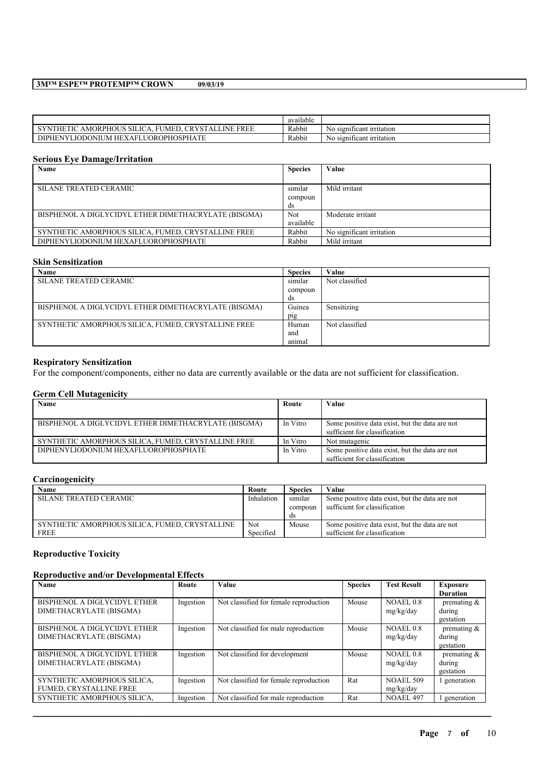| | available | |
|---|---|---|
| SYNTHETIC AMORPHOUS SILICA, FUMED, CRYSTALLINE FREE | Rabbit | No significant irritation |
| DIPHENYLIODONIUM HEXAFLUOROPHOSPHATE | Rabbit | No significant irritation |

**Serious Eye Damage/Irritation**

| Name | Species | Value |
|---|---|---|
| SILANE TREATED CERAMIC | similar compounds | Mild irritant |
| BISPHENOL A DIGLYCIDYL ETHER DIMETHACRYLATE (BISGMA) | Not available | Moderate irritant |
| SYNTHETIC AMORPHOUS SILICA, FUMED, CRYSTALLINE FREE | Rabbit | No significant irritation |
| DIPHENYLIODONIUM HEXAFLUOROPHOSPHATE | Rabbit | Mild irritant |

**Skin Sensitization**

| Name | Species | Value |
|---|---|---|
| SILANE TREATED CERAMIC | similar compounds | Not classified |
| BISPHENOL A DIGLYCIDYL ETHER DIMETHACRYLATE (BISGMA) | Guinea pig | Sensitizing |
| SYNTHETIC AMORPHOUS SILICA, FUMED, CRYSTALLINE FREE | Human and animal | Not classified |

**Respiratory Sensitization**

For the component/components, either no data are currently available or the data are not sufficient for classification.

**Germ Cell Mutagenicity**

| Name | Route | Value |
|---|---|---|
| BISPHENOL A DIGLYCIDYL ETHER DIMETHACRYLATE (BISGMA) | In Vitro | Some positive data exist, but the data are not sufficient for classification |
| SYNTHETIC AMORPHOUS SILICA, FUMED, CRYSTALLINE FREE | In Vitro | Not mutagenic |
| DIPHENYLIODONIUM HEXAFLUOROPHOSPHATE | In Vitro | Some positive data exist, but the data are not sufficient for classification |

**Carcinogenicity**

| Name | Route | Species | Value |
|---|---|---|---|
| SILANE TREATED CERAMIC | Inhalation | similar compounds | Some positive data exist, but the data are not sufficient for classification |
| SYNTHETIC AMORPHOUS SILICA, FUMED, CRYSTALLINE FREE | Not Specified | Mouse | Some positive data exist, but the data are not sufficient for classification |

**Reproductive Toxicity**

**Reproductive and/or Developmental Effects**

| Name | Route | Value | Species | Test Result | Exposure Duration |
|---|---|---|---|---|---|
| BISPHENOL A DIGLYCIDYL ETHER DIMETHACRYLATE (BISGMA) | Ingestion | Not classified for female reproduction | Mouse | NOAEL 0.8 mg/kg/day | premating & during gestation |
| BISPHENOL A DIGLYCIDYL ETHER DIMETHACRYLATE (BISGMA) | Ingestion | Not classified for male reproduction | Mouse | NOAEL 0.8 mg/kg/day | premating & during gestation |
| BISPHENOL A DIGLYCIDYL ETHER DIMETHACRYLATE (BISGMA) | Ingestion | Not classified for development | Mouse | NOAEL 0.8 mg/kg/day | premating & during gestation |
| SYNTHETIC AMORPHOUS SILICA, FUMED, CRYSTALLINE FREE | Ingestion | Not classified for female reproduction | Rat | NOAEL 509 mg/kg/day | 1 generation |
| SYNTHETIC AMORPHOUS SILICA, | Ingestion | Not classified for male reproduction | Rat | NOAEL 497 | 1 generation |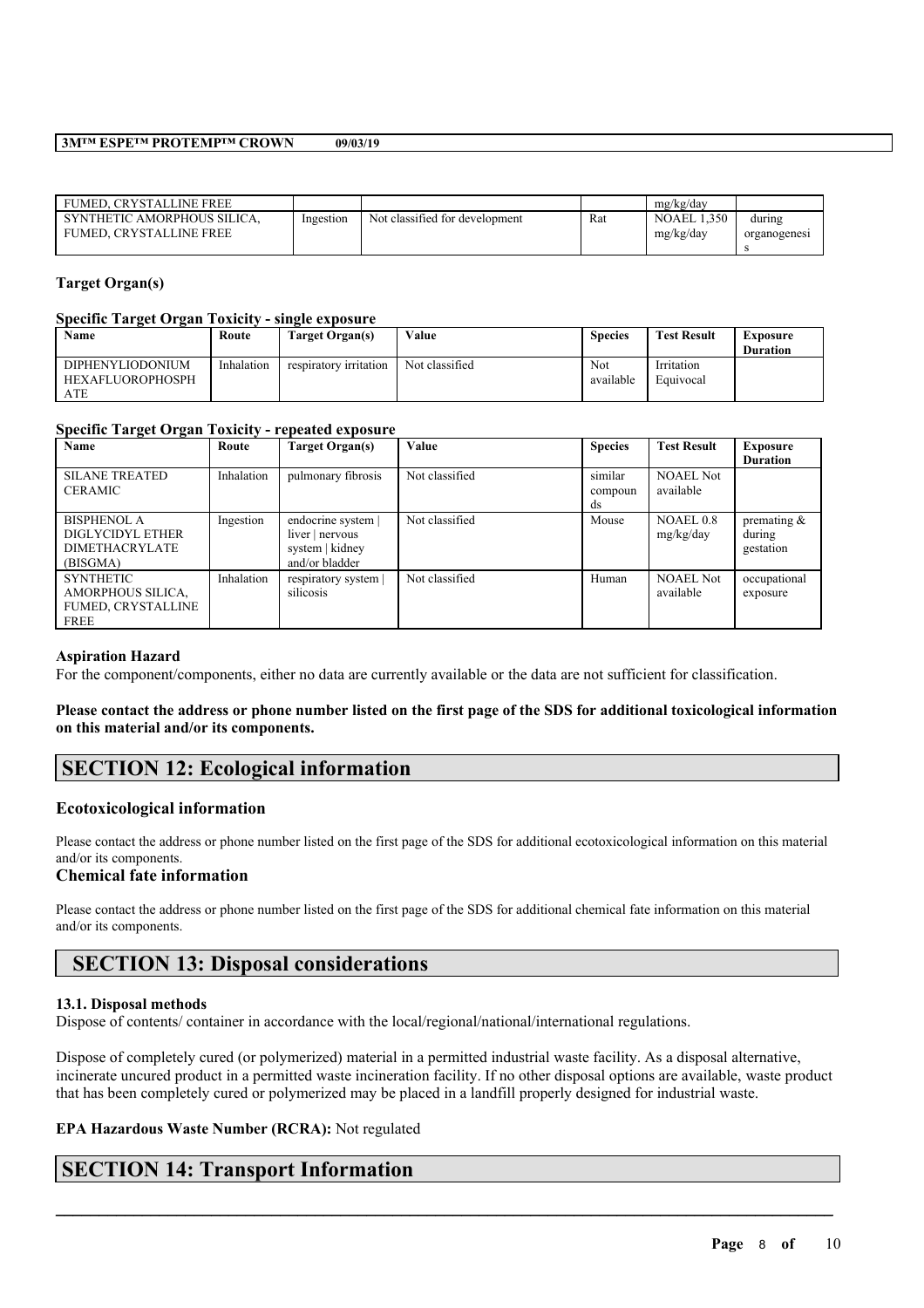| FUMED, CRYSTALLINE FREE | | | | mg/kg/day | |
|---|---|---|---|---|---|
| SYNTHETIC AMORPHOUS SILICA, FUMED, CRYSTALLINE FREE | Ingestion | Not classified for development | Rat | NOAEL 1,350 mg/kg/day | during organogenesis |

**Target Organ(s)**

**Specific Target Organ Toxicity - single exposure**

| Name | Route | Target Organ(s) | Value | Species | Test Result | Exposure Duration |
|---|---|---|---|---|---|---|
| DIPHENYLIODONIUM HEXAFLUOROPHOSPHATE | Inhalation | respiratory irritation | Not classified | Not available | Irritation Equivocal | |

**Specific Target Organ Toxicity - repeated exposure**

| Name | Route | Target Organ(s) | Value | Species | Test Result | Exposure Duration |
|---|---|---|---|---|---|---|
| SILANE TREATED CERAMIC | Inhalation | pulmonary fibrosis | Not classified | similar compounds | NOAEL Not available | |
| BISPHENOL A DIGLYCIDYL ETHER DIMETHACRYLATE (BISGMA) | Ingestion | endocrine system \| liver \| nervous system \| kidney and/or bladder | Not classified | Mouse | NOAEL 0.8 mg/kg/day | premating & during gestation |
| SYNTHETIC AMORPHOUS SILICA, FUMED, CRYSTALLINE FREE | Inhalation | respiratory system \| silicosis | Not classified | Human | NOAEL Not available | occupational exposure |

**Aspiration Hazard**

For the component/components, either no data are currently available or the data are not sufficient for classification.

**Please contact the address or phone number listed on the first page of the SDS for additional toxicological information on this material and/or its components.**

## SECTION 12: Ecological information

### Ecotoxicological information

Please contact the address or phone number listed on the first page of the SDS for additional ecotoxicological information on this material and/or its components.

### Chemical fate information

Please contact the address or phone number listed on the first page of the SDS for additional chemical fate information on this material and/or its components.

## SECTION 13: Disposal considerations

**13.1. Disposal methods**

Dispose of contents/ container in accordance with the local/regional/national/international regulations.

Dispose of completely cured (or polymerized) material in a permitted industrial waste facility. As a disposal alternative, incinerate uncured product in a permitted waste incineration facility. If no other disposal options are available, waste product that has been completely cured or polymerized may be placed in a landfill properly designed for industrial waste.

**EPA Hazardous Waste Number (RCRA):** Not regulated

## SECTION 14: Transport Information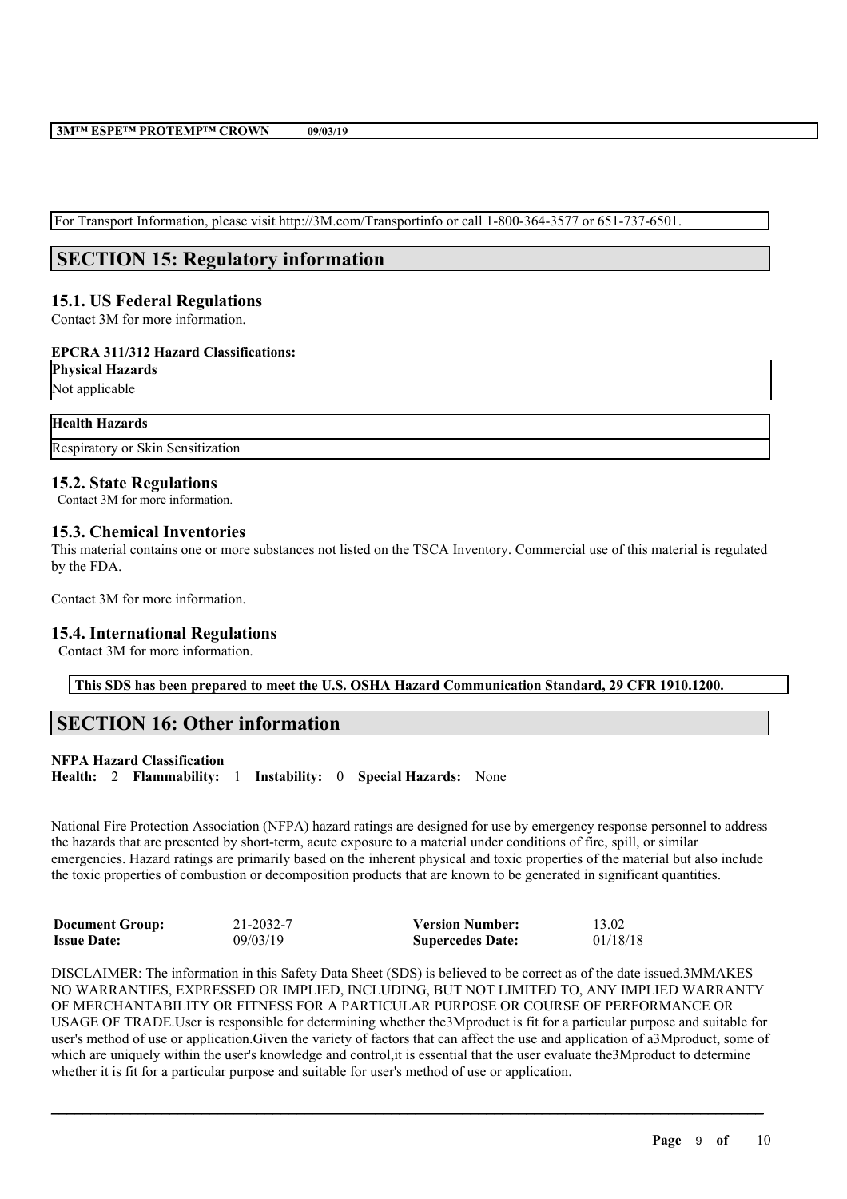For Transport Information, please visit http://3M.com/Transportinfo or call 1-800-364-3577 or 651-737-6501.

## SECTION 15: Regulatory information

### 15.1. US Federal Regulations

Contact 3M for more information.

**EPCRA 311/312 Hazard Classifications:**

| **Physical Hazards** |
|---|
| Not applicable |

| **Health Hazards** |
|---|
| Respiratory or Skin Sensitization |

### 15.2. State Regulations

Contact 3M for more information.

### 15.3. Chemical Inventories

This material contains one or more substances not listed on the TSCA Inventory. Commercial use of this material is regulated by the FDA.

Contact 3M for more information.

### 15.4. International Regulations

Contact 3M for more information.

**This SDS has been prepared to meet the U.S. OSHA Hazard Communication Standard, 29 CFR 1910.1200.**

## SECTION 16: Other information

**NFPA Hazard Classification**

**Health:** 2 **Flammability:** 1 **Instability:** 0 **Special Hazards:** None

National Fire Protection Association (NFPA) hazard ratings are designed for use by emergency response personnel to address the hazards that are presented by short-term, acute exposure to a material under conditions of fire, spill, or similar emergencies. Hazard ratings are primarily based on the inherent physical and toxic properties of the material but also include the toxic properties of combustion or decomposition products that are known to be generated in significant quantities.

| | | | |
|---|---|---|---|
| **Document Group:** | 21-2032-7 | **Version Number:** | 13.02 |
| **Issue Date:** | 09/03/19 | **Supercedes Date:** | 01/18/18 |

DISCLAIMER: The information in this Safety Data Sheet (SDS) is believed to be correct as of the date issued.3MMAKES NO WARRANTIES, EXPRESSED OR IMPLIED, INCLUDING, BUT NOT LIMITED TO, ANY IMPLIED WARRANTY OF MERCHANTABILITY OR FITNESS FOR A PARTICULAR PURPOSE OR COURSE OF PERFORMANCE OR USAGE OF TRADE.User is responsible for determining whether the3Mproduct is fit for a particular purpose and suitable for user's method of use or application.Given the variety of factors that can affect the use and application of a3Mproduct, some of which are uniquely within the user's knowledge and control,it is essential that the user evaluate the3Mproduct to determine whether it is fit for a particular purpose and suitable for user's method of use or application.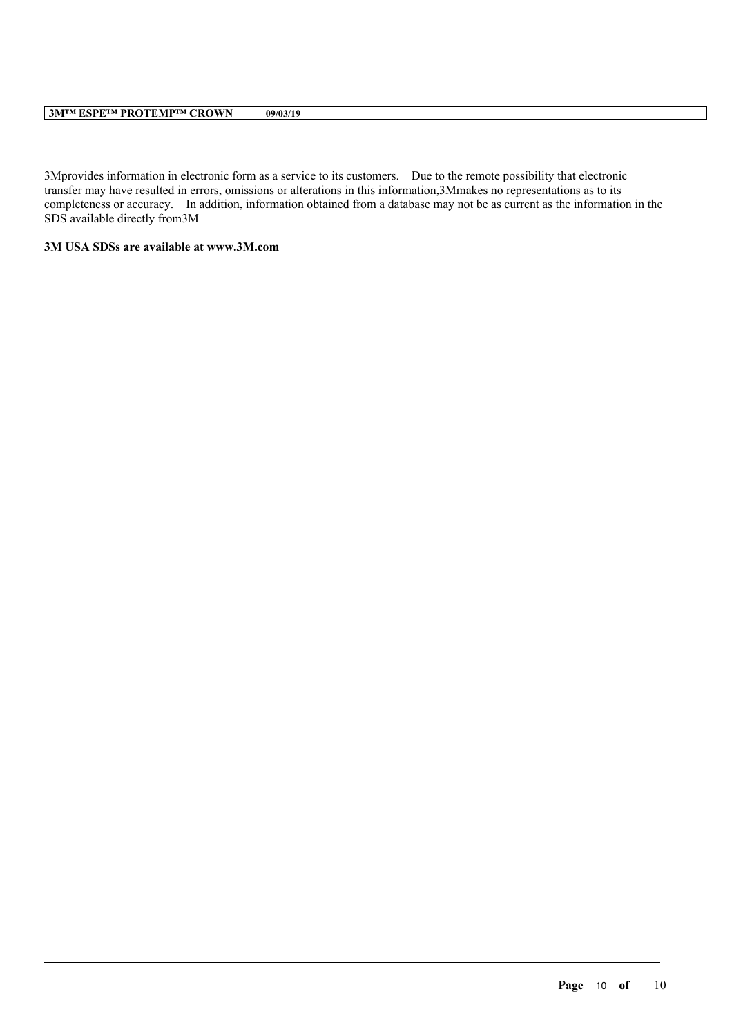3Mprovides information in electronic form as a service to its customers. Due to the remote possibility that electronic transfer may have resulted in errors, omissions or alterations in this information,3Mmakes no representations as to its completeness or accuracy. In addition, information obtained from a database may not be as current as the information in the SDS available directly from3M

**3M USA SDSs are available at www.3M.com**